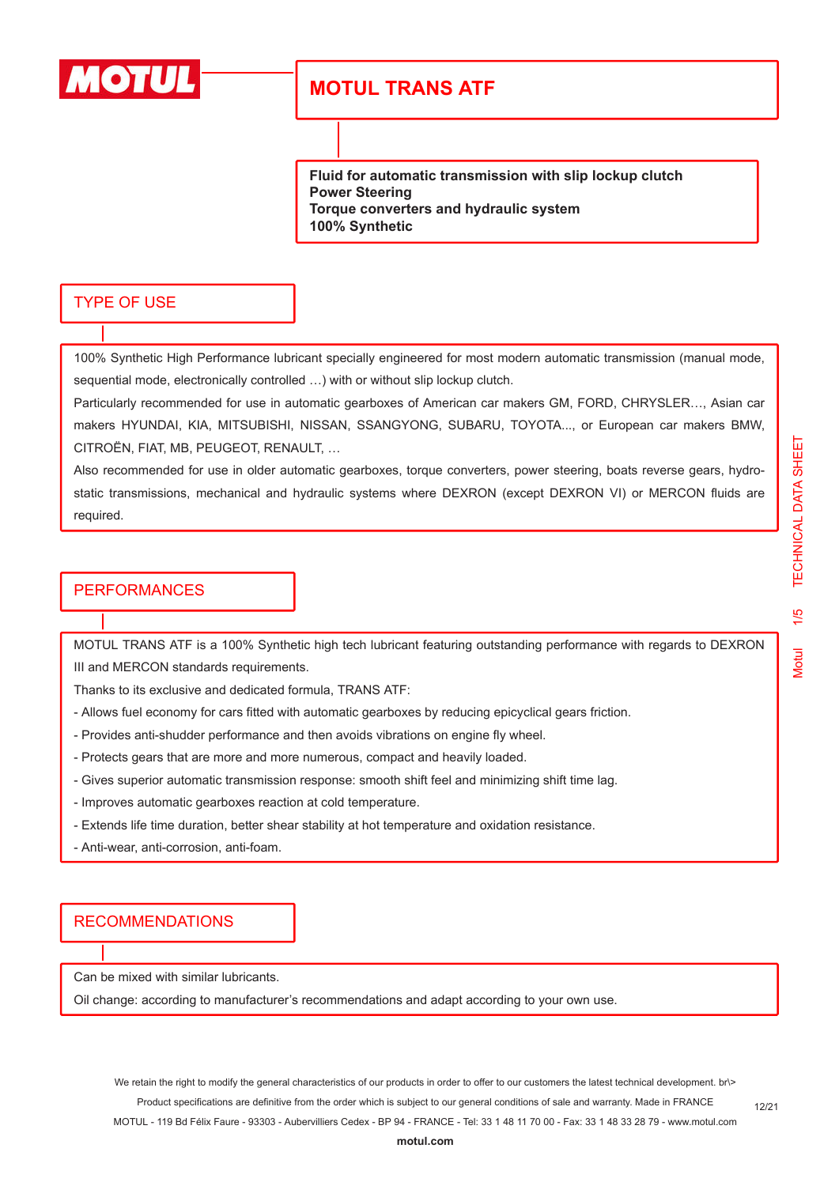# MOTUL TRANS ATF

**Fluid for automatic transmission with slip lockup clutch**
**Power Steering**
**Torque converters and hydraulic system**
**100% Synthetic**

## TYPE OF USE

100% Synthetic High Performance lubricant specially engineered for most modern automatic transmission (manual mode, sequential mode, electronically controlled …) with or without slip lockup clutch.

Particularly recommended for use in automatic gearboxes of American car makers GM, FORD, CHRYSLER…, Asian car makers HYUNDAI, KIA, MITSUBISHI, NISSAN, SSANGYONG, SUBARU, TOYOTA..., or European car makers BMW, CITROËN, FIAT, MB, PEUGEOT, RENAULT, …

Also recommended for use in older automatic gearboxes, torque converters, power steering, boats reverse gears, hydro-static transmissions, mechanical and hydraulic systems where DEXRON (except DEXRON VI) or MERCON fluids are required.

## PERFORMANCES

MOTUL TRANS ATF is a 100% Synthetic high tech lubricant featuring outstanding performance with regards to DEXRON III and MERCON standards requirements.

Thanks to its exclusive and dedicated formula, TRANS ATF:

- Allows fuel economy for cars fitted with automatic gearboxes by reducing epicyclical gears friction.
- Provides anti-shudder performance and then avoids vibrations on engine fly wheel.
- Protects gears that are more and more numerous, compact and heavily loaded.
- Gives superior automatic transmission response: smooth shift feel and minimizing shift time lag.
- Improves automatic gearboxes reaction at cold temperature.
- Extends life time duration, better shear stability at hot temperature and oxidation resistance.
- Anti-wear, anti-corrosion, anti-foam.

## RECOMMENDATIONS

Can be mixed with similar lubricants.

Oil change: according to manufacturer's recommendations and adapt according to your own use.

We retain the right to modify the general characteristics of our products in order to offer to our customers the latest technical development. br\>
Product specifications are definitive from the order which is subject to our general conditions of sale and warranty. Made in FRANCE
MOTUL - 119 Bd Félix Faure - 93303 - Aubervilliers Cedex - BP 94 - FRANCE - Tel: 33 1 48 11 70 00 - Fax: 33 1 48 33 28 79 - www.motul.com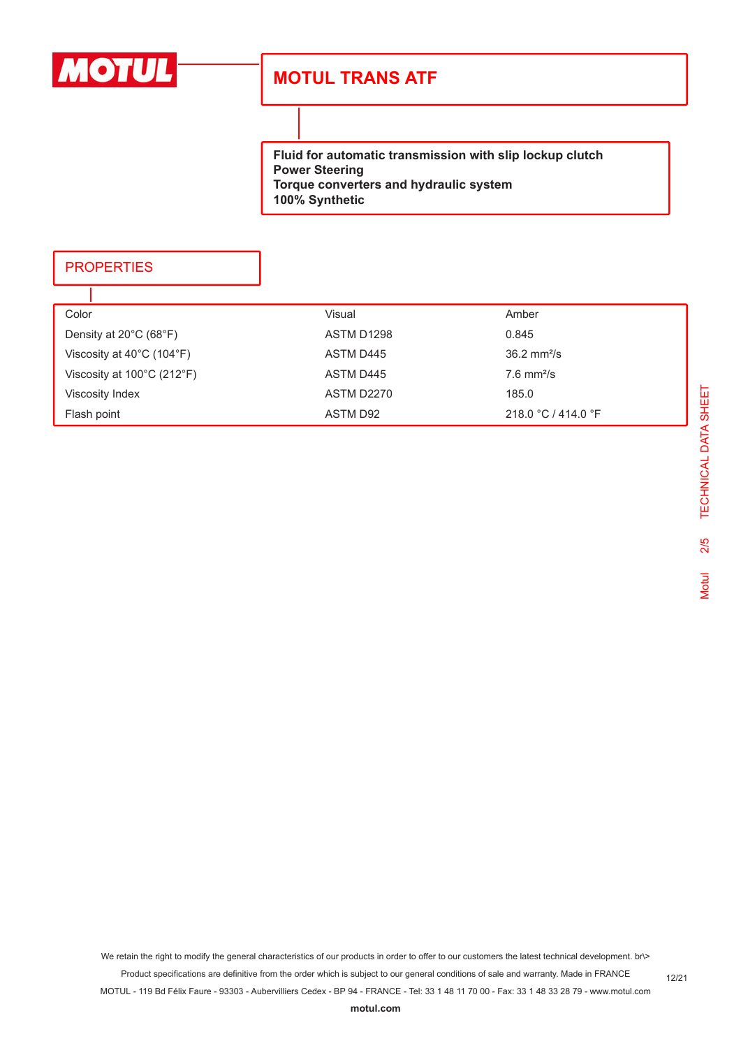# MOTUL TRANS ATF

**Fluid for automatic transmission with slip lockup clutch**
**Power Steering**
**Torque converters and hydraulic system**
**100% Synthetic**

## PROPERTIES

| | | |
|---|---|---|
| Color | Visual | Amber |
| Density at 20°C (68°F) | ASTM D1298 | 0.845 |
| Viscosity at 40°C (104°F) | ASTM D445 | 36.2 mm²/s |
| Viscosity at 100°C (212°F) | ASTM D445 | 7.6 mm²/s |
| Viscosity Index | ASTM D2270 | 185.0 |
| Flash point | ASTM D92 | 218.0 °C / 414.0 °F |

We retain the right to modify the general characteristics of our products in order to offer to our customers the latest technical development. br\>
Product specifications are definitive from the order which is subject to our general conditions of sale and warranty. Made in FRANCE
MOTUL - 119 Bd Félix Faure - 93303 - Aubervilliers Cedex - BP 94 - FRANCE - Tel: 33 1 48 11 70 00 - Fax: 33 1 48 33 28 79 - www.motul.com

12/21

**motul.com**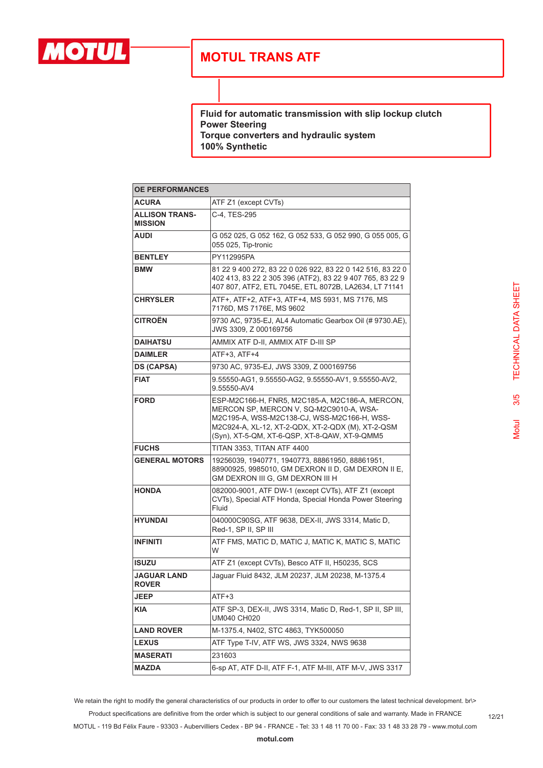# MOTUL TRANS ATF

**Fluid for automatic transmission with slip lockup clutch**
**Power Steering**
**Torque converters and hydraulic system**
**100% Synthetic**

| OE PERFORMANCES | |
|---|---|
| **ACURA** | ATF Z1 (except CVTs) |
| **ALLISON TRANS-MISSION** | C-4, TES-295 |
| **AUDI** | G 052 025, G 052 162, G 052 533, G 052 990, G 055 005, G 055 025, Tip-tronic |
| **BENTLEY** | PY112995PA |
| **BMW** | 81 22 9 400 272, 83 22 0 026 922, 83 22 0 142 516, 83 22 0 402 413, 83 22 2 305 396 (ATF2), 83 22 9 407 765, 83 22 9 407 807, ATF2, ETL 7045E, ETL 8072B, LA2634, LT 71141 |
| **CHRYSLER** | ATF+, ATF+2, ATF+3, ATF+4, MS 5931, MS 7176, MS 7176D, MS 7176E, MS 9602 |
| **CITROËN** | 9730 AC, 9735-EJ, AL4 Automatic Gearbox Oil (# 9730.AE), JWS 3309, Z 000169756 |
| **DAIHATSU** | AMMIX ATF D-II, AMMIX ATF D-III SP |
| **DAIMLER** | ATF+3, ATF+4 |
| **DS (CAPSA)** | 9730 AC, 9735-EJ, JWS 3309, Z 000169756 |
| **FIAT** | 9.55550-AG1, 9.55550-AG2, 9.55550-AV1, 9.55550-AV2, 9.55550-AV4 |
| **FORD** | ESP-M2C166-H, FNR5, M2C185-A, M2C186-A, MERCON, MERCON SP, MERCON V, SQ-M2C9010-A, WSA-M2C195-A, WSS-M2C138-CJ, WSS-M2C166-H, WSS-M2C924-A, XL-12, XT-2-QDX, XT-2-QDX (M), XT-2-QSM (Syn), XT-5-QM, XT-6-QSP, XT-8-QAW, XT-9-QMM5 |
| **FUCHS** | TITAN 3353, TITAN ATF 4400 |
| **GENERAL MOTORS** | 19256039, 1940771, 1940773, 88861950, 88861951, 88900925, 9985010, GM DEXRON II D, GM DEXRON II E, GM DEXRON III G, GM DEXRON III H |
| **HONDA** | 082000-9001, ATF DW-1 (except CVTs), ATF Z1 (except CVTs), Special ATF Honda, Special Honda Power Steering Fluid |
| **HYUNDAI** | 040000C90SG, ATF 9638, DEX-II, JWS 3314, Matic D, Red-1, SP II, SP III |
| **INFINITI** | ATF FMS, MATIC D, MATIC J, MATIC K, MATIC S, MATIC W |
| **ISUZU** | ATF Z1 (except CVTs), Besco ATF II, H50235, SCS |
| **JAGUAR LAND ROVER** | Jaguar Fluid 8432, JLM 20237, JLM 20238, M-1375.4 |
| **JEEP** | ATF+3 |
| **KIA** | ATF SP-3, DEX-II, JWS 3314, Matic D, Red-1, SP II, SP III, UM040 CH020 |
| **LAND ROVER** | M-1375.4, N402, STC 4863, TYK500050 |
| **LEXUS** | ATF Type T-IV, ATF WS, JWS 3324, NWS 9638 |
| **MASERATI** | 231603 |
| **MAZDA** | 6-sp AT, ATF D-II, ATF F-1, ATF M-III, ATF M-V, JWS 3317 |

We retain the right to modify the general characteristics of our products in order to offer to our customers the latest technical development. br\>
Product specifications are definitive from the order which is subject to our general conditions of sale and warranty. Made in FRANCE
MOTUL - 119 Bd Félix Faure - 93303 - Aubervilliers Cedex - BP 94 - FRANCE - Tel: 33 1 48 11 70 00 - Fax: 33 1 48 33 28 79 - www.motul.com

**motul.com**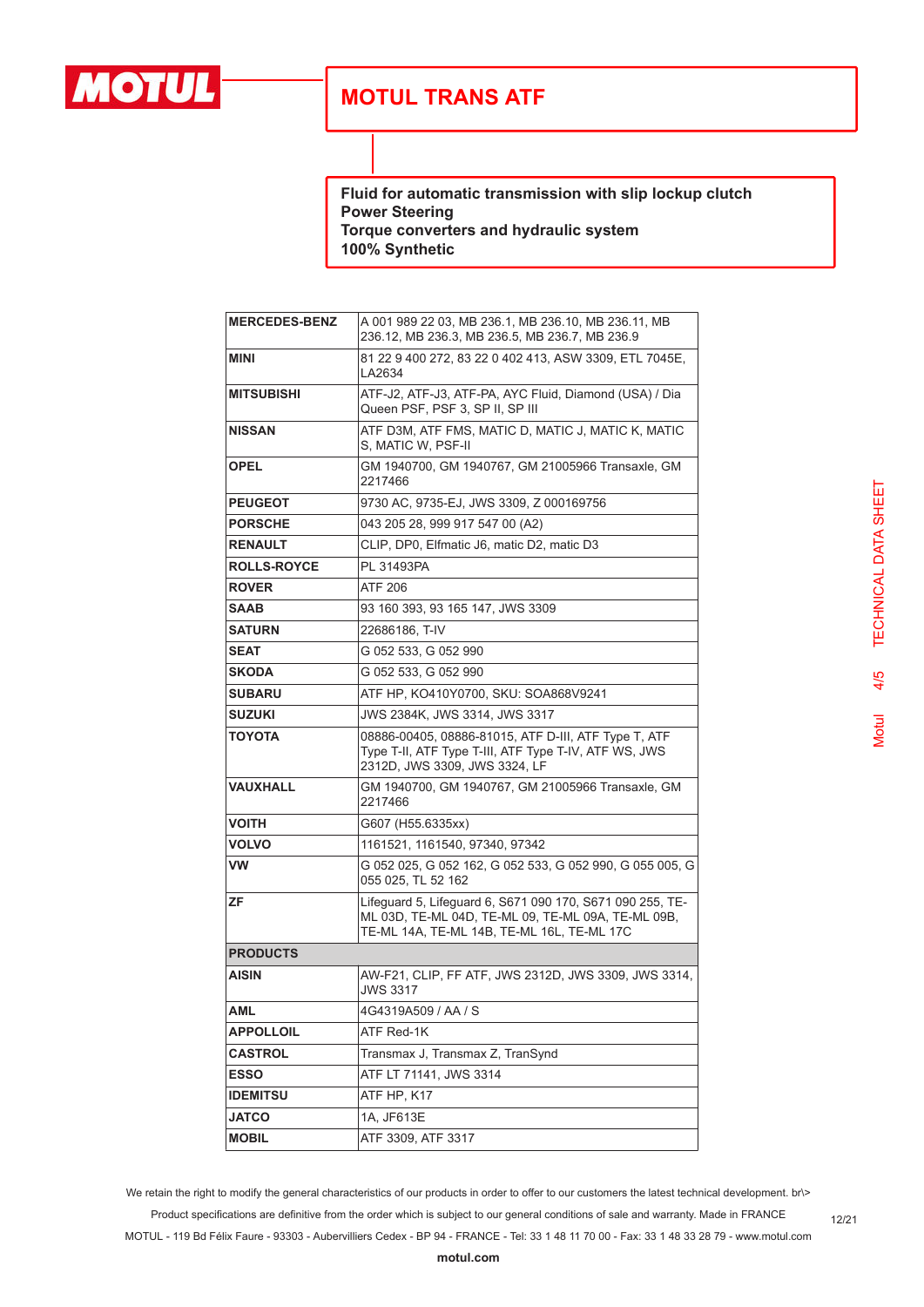# MOTUL TRANS ATF

**Fluid for automatic transmission with slip lockup clutch**
**Power Steering**
**Torque converters and hydraulic system**
**100% Synthetic**

| | |
|---|---|
| **MERCEDES-BENZ** | A 001 989 22 03, MB 236.1, MB 236.10, MB 236.11, MB 236.12, MB 236.3, MB 236.5, MB 236.7, MB 236.9 |
| **MINI** | 81 22 9 400 272, 83 22 0 402 413, ASW 3309, ETL 7045E, LA2634 |
| **MITSUBISHI** | ATF-J2, ATF-J3, ATF-PA, AYC Fluid, Diamond (USA) / Dia Queen PSF, PSF 3, SP II, SP III |
| **NISSAN** | ATF D3M, ATF FMS, MATIC D, MATIC J, MATIC K, MATIC S, MATIC W, PSF-II |
| **OPEL** | GM 1940700, GM 1940767, GM 21005966 Transaxle, GM 2217466 |
| **PEUGEOT** | 9730 AC, 9735-EJ, JWS 3309, Z 000169756 |
| **PORSCHE** | 043 205 28, 999 917 547 00 (A2) |
| **RENAULT** | CLIP, DP0, Elfmatic J6, matic D2, matic D3 |
| **ROLLS-ROYCE** | PL 31493PA |
| **ROVER** | ATF 206 |
| **SAAB** | 93 160 393, 93 165 147, JWS 3309 |
| **SATURN** | 22686186, T-IV |
| **SEAT** | G 052 533, G 052 990 |
| **SKODA** | G 052 533, G 052 990 |
| **SUBARU** | ATF HP, KO410Y0700, SKU: SOA868V9241 |
| **SUZUKI** | JWS 2384K, JWS 3314, JWS 3317 |
| **TOYOTA** | 08886-00405, 08886-81015, ATF D-III, ATF Type T, ATF Type T-II, ATF Type T-III, ATF Type T-IV, ATF WS, JWS 2312D, JWS 3309, JWS 3324, LF |
| **VAUXHALL** | GM 1940700, GM 1940767, GM 21005966 Transaxle, GM 2217466 |
| **VOITH** | G607 (H55.6335xx) |
| **VOLVO** | 1161521, 1161540, 97340, 97342 |
| **VW** | G 052 025, G 052 162, G 052 533, G 052 990, G 055 005, G 055 025, TL 52 162 |
| **ZF** | Lifeguard 5, Lifeguard 6, S671 090 170, S671 090 255, TE-ML 03D, TE-ML 04D, TE-ML 09, TE-ML 09A, TE-ML 09B, TE-ML 14A, TE-ML 14B, TE-ML 16L, TE-ML 17C |
| **PRODUCTS** | |
| **AISIN** | AW-F21, CLIP, FF ATF, JWS 2312D, JWS 3309, JWS 3314, JWS 3317 |
| **AML** | 4G4319A509 / AA / S |
| **APPOLLOIL** | ATF Red-1K |
| **CASTROL** | Transmax J, Transmax Z, TranSynd |
| **ESSO** | ATF LT 71141, JWS 3314 |
| **IDEMITSU** | ATF HP, K17 |
| **JATCO** | 1A, JF613E |
| **MOBIL** | ATF 3309, ATF 3317 |

We retain the right to modify the general characteristics of our products in order to offer to our customers the latest technical development. br\>
Product specifications are definitive from the order which is subject to our general conditions of sale and warranty. Made in FRANCE
MOTUL - 119 Bd Félix Faure - 93303 - Aubervilliers Cedex - BP 94 - FRANCE - Tel: 33 1 48 11 70 00 - Fax: 33 1 48 33 28 79 - www.motul.com

**motul.com**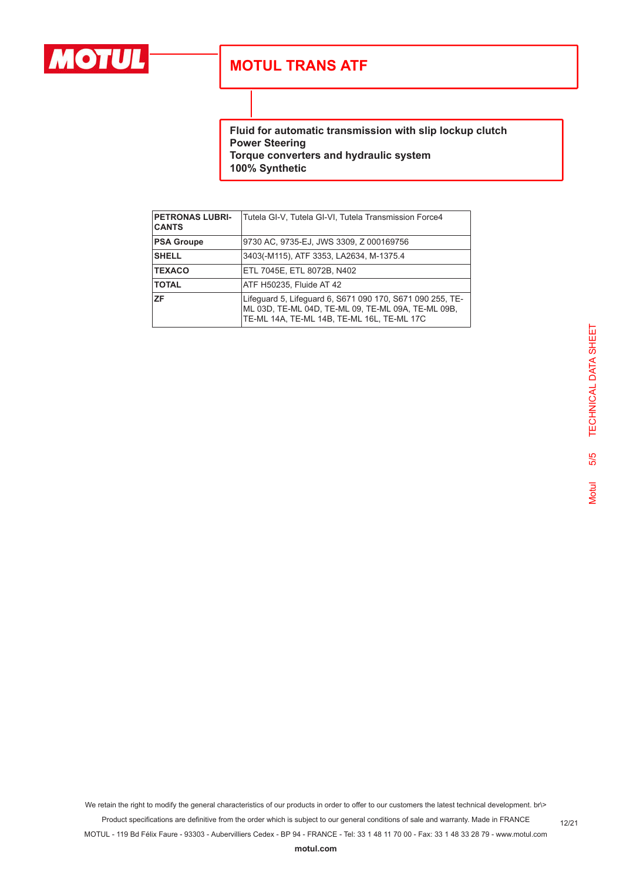# MOTUL TRANS ATF

**Fluid for automatic transmission with slip lockup clutch**
**Power Steering**
**Torque converters and hydraulic system**
**100% Synthetic**

| | |
|---|---|
| **PETRONAS LUBRICANTS** | Tutela GI-V, Tutela GI-VI, Tutela Transmission Force4 |
| **PSA Groupe** | 9730 AC, 9735-EJ, JWS 3309, Z 000169756 |
| **SHELL** | 3403(-M115), ATF 3353, LA2634, M-1375.4 |
| **TEXACO** | ETL 7045E, ETL 8072B, N402 |
| **TOTAL** | ATF H50235, Fluide AT 42 |
| **ZF** | Lifeguard 5, Lifeguard 6, S671 090 170, S671 090 255, TE-ML 03D, TE-ML 04D, TE-ML 09, TE-ML 09A, TE-ML 09B, TE-ML 14A, TE-ML 14B, TE-ML 16L, TE-ML 17C |

We retain the right to modify the general characteristics of our products in order to offer to our customers the latest technical development. br\>
Product specifications are definitive from the order which is subject to our general conditions of sale and warranty. Made in FRANCE
MOTUL - 119 Bd Félix Faure - 93303 - Aubervilliers Cedex - BP 94 - FRANCE - Tel: 33 1 48 11 70 00 - Fax: 33 1 48 33 28 79 - www.motul.com

**motul.com**